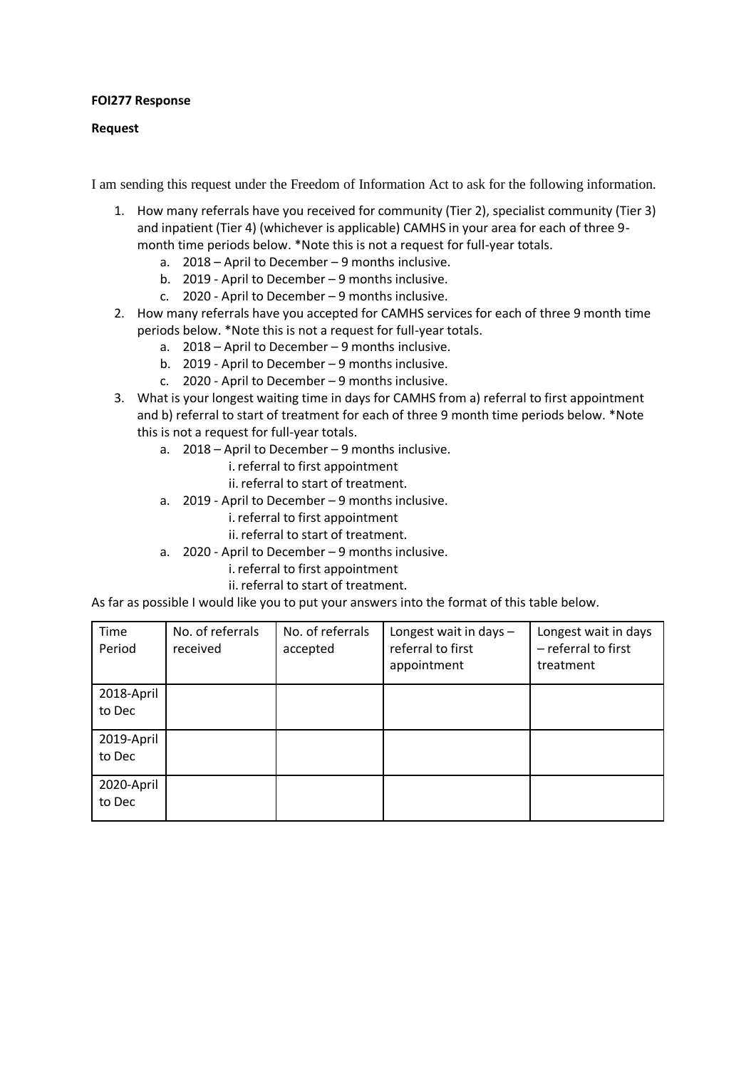**FOI277 Response**

**Request**

I am sending this request under the Freedom of Information Act to ask for the following information.

1. How many referrals have you received for community (Tier 2), specialist community (Tier 3) and inpatient (Tier 4) (whichever is applicable) CAMHS in your area for each of three 9-month time periods below. *Note this is not a request for full-year totals.
   a. 2018 – April to December – 9 months inclusive.
   b. 2019 - April to December – 9 months inclusive.
   c. 2020 - April to December – 9 months inclusive.
2. How many referrals have you accepted for CAMHS services for each of three 9 month time periods below. *Note this is not a request for full-year totals.
   a. 2018 – April to December – 9 months inclusive.
   b. 2019 - April to December – 9 months inclusive.
   c. 2020 - April to December – 9 months inclusive.
3. What is your longest waiting time in days for CAMHS from a) referral to first appointment and b) referral to start of treatment for each of three 9 month time periods below. *Note this is not a request for full-year totals.
   a. 2018 – April to December – 9 months inclusive.
      i. referral to first appointment
      ii. referral to start of treatment.
   a. 2019 - April to December – 9 months inclusive.
      i. referral to first appointment
      ii. referral to start of treatment.
   a. 2020 - April to December – 9 months inclusive.
      i. referral to first appointment
      ii. referral to start of treatment.

As far as possible I would like you to put your answers into the format of this table below.

| Time Period | No. of referrals received | No. of referrals accepted | Longest wait in days – referral to first appointment | Longest wait in days – referral to first treatment |
|---|---|---|---|---|
| 2018-April to Dec | | | | |
| 2019-April to Dec | | | | |
| 2020-April to Dec | | | | |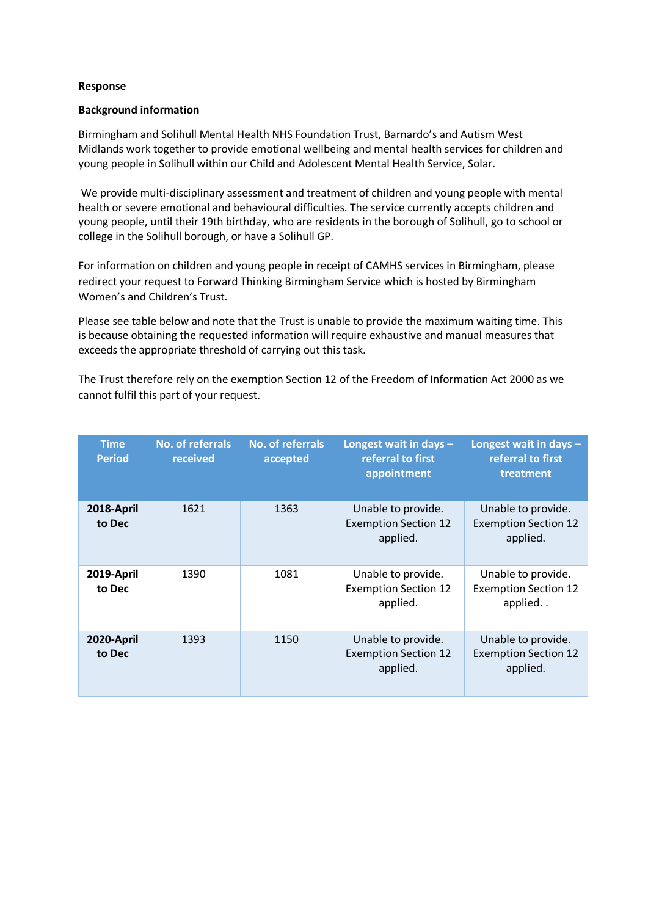**Response**

**Background information**

Birmingham and Solihull Mental Health NHS Foundation Trust, Barnardo's and Autism West Midlands work together to provide emotional wellbeing and mental health services for children and young people in Solihull within our Child and Adolescent Mental Health Service, Solar.

We provide multi-disciplinary assessment and treatment of children and young people with mental health or severe emotional and behavioural difficulties. The service currently accepts children and young people, until their 19th birthday, who are residents in the borough of Solihull, go to school or college in the Solihull borough, or have a Solihull GP.

For information on children and young people in receipt of CAMHS services in Birmingham, please redirect your request to Forward Thinking Birmingham Service which is hosted by Birmingham Women's and Children's Trust.

Please see table below and note that the Trust is unable to provide the maximum waiting time. This is because obtaining the requested information will require exhaustive and manual measures that exceeds the appropriate threshold of carrying out this task.

The Trust therefore rely on the exemption Section 12 of the Freedom of Information Act 2000 as we cannot fulfil this part of your request.

| Time Period | No. of referrals received | No. of referrals accepted | Longest wait in days – referral to first appointment | Longest wait in days – referral to first treatment |
|---|---|---|---|---|
| **2018-April to Dec** | 1621 | 1363 | Unable to provide. Exemption Section 12 applied. | Unable to provide. Exemption Section 12 applied. |
| **2019-April to Dec** | 1390 | 1081 | Unable to provide. Exemption Section 12 applied. | Unable to provide. Exemption Section 12 applied. . |
| **2020-April to Dec** | 1393 | 1150 | Unable to provide. Exemption Section 12 applied. | Unable to provide. Exemption Section 12 applied. |